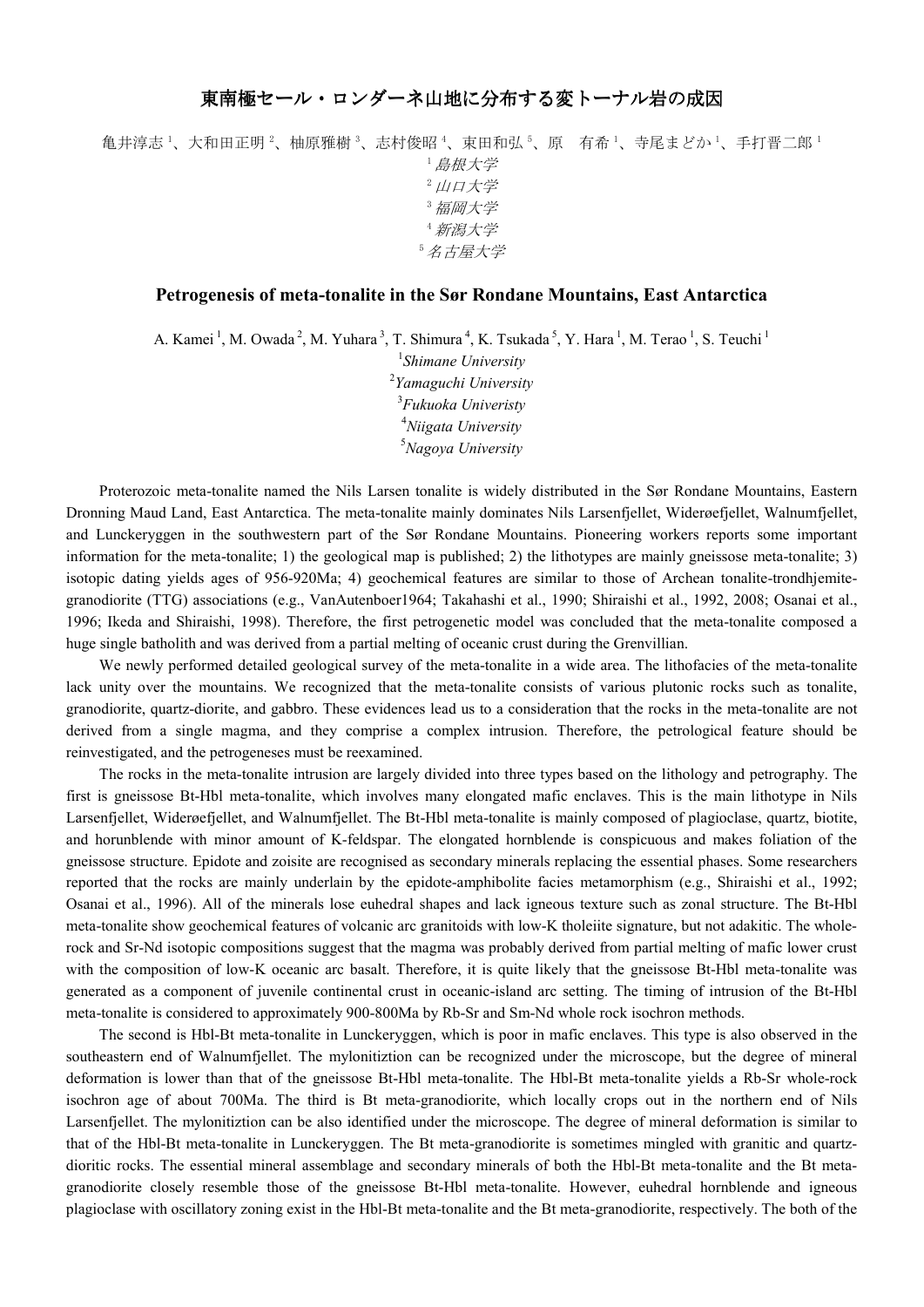# 東南極セール・ロンダーネ山地に分布する変トーナル岩の成因

亀井淳志[1]、大和田正明[2]、柚原雅樹[3]、志村俊昭[4]、束田和弘[5]、原　有希[1]、寺尾まどか[1]、手打晋二郎[1]

[1] *島根大学*
[2] *山口大学*
[3] *福岡大学*
[4] *新潟大学*
[5] *名古屋大学*

## Petrogenesis of meta-tonalite in the Sør Rondane Mountains, East Antarctica

A. Kamei [1], M. Owada [2], M. Yuhara [3], T. Shimura [4], K. Tsukada [5], Y. Hara [1], M. Terao [1], S. Teuchi [1]

[1] *Shimane University*
[2] *Yamaguchi University*
[3] *Fukuoka Univeristy*
[4] *Niigata University*
[5] *Nagoya University*

Proterozoic meta-tonalite named the Nils Larsen tonalite is widely distributed in the Sør Rondane Mountains, Eastern Dronning Maud Land, East Antarctica. The meta-tonalite mainly dominates Nils Larsenfjellet, Widerøefjellet, Walnumfjellet, and Lunckeryggen in the southwestern part of the Sør Rondane Mountains. Pioneering workers reports some important information for the meta-tonalite; 1) the geological map is published; 2) the lithotypes are mainly gneissose meta-tonalite; 3) isotopic dating yields ages of 956-920Ma; 4) geochemical features are similar to those of Archean tonalite-trondhjemite-granodiorite (TTG) associations (e.g., VanAutenboer1964; Takahashi et al., 1990; Shiraishi et al., 1992, 2008; Osanai et al., 1996; Ikeda and Shiraishi, 1998). Therefore, the first petrogenetic model was concluded that the meta-tonalite composed a huge single batholith and was derived from a partial melting of oceanic crust during the Grenvillian.

We newly performed detailed geological survey of the meta-tonalite in a wide area. The lithofacies of the meta-tonalite lack unity over the mountains. We recognized that the meta-tonalite consists of various plutonic rocks such as tonalite, granodiorite, quartz-diorite, and gabbro. These evidences lead us to a consideration that the rocks in the meta-tonalite are not derived from a single magma, and they comprise a complex intrusion. Therefore, the petrological feature should be reinvestigated, and the petrogeneses must be reexamined.

The rocks in the meta-tonalite intrusion are largely divided into three types based on the lithology and petrography. The first is gneissose Bt-Hbl meta-tonalite, which involves many elongated mafic enclaves. This is the main lithotype in Nils Larsenfjellet, Widerøefjellet, and Walnumfjellet. The Bt-Hbl meta-tonalite is mainly composed of plagioclase, quartz, biotite, and horunblende with minor amount of K-feldspar. The elongated hornblende is conspicuous and makes foliation of the gneissose structure. Epidote and zoisite are recognised as secondary minerals replacing the essential phases. Some researchers reported that the rocks are mainly underlain by the epidote-amphibolite facies metamorphism (e.g., Shiraishi et al., 1992; Osanai et al., 1996). All of the minerals lose euhedral shapes and lack igneous texture such as zonal structure. The Bt-Hbl meta-tonalite show geochemical features of volcanic arc granitoids with low-K tholeiite signature, but not adakitic. The whole-rock and Sr-Nd isotopic compositions suggest that the magma was probably derived from partial melting of mafic lower crust with the composition of low-K oceanic arc basalt. Therefore, it is quite likely that the gneissose Bt-Hbl meta-tonalite was generated as a component of juvenile continental crust in oceanic-island arc setting. The timing of intrusion of the Bt-Hbl meta-tonalite is considered to approximately 900-800Ma by Rb-Sr and Sm-Nd whole rock isochron methods.

The second is Hbl-Bt meta-tonalite in Lunckeryggen, which is poor in mafic enclaves. This type is also observed in the southeastern end of Walnumfjellet. The mylonitiztion can be recognized under the microscope, but the degree of mineral deformation is lower than that of the gneissose Bt-Hbl meta-tonalite. The Hbl-Bt meta-tonalite yields a Rb-Sr whole-rock isochron age of about 700Ma. The third is Bt meta-granodiorite, which locally crops out in the northern end of Nils Larsenfjellet. The mylonitiztion can be also identified under the microscope. The degree of mineral deformation is similar to that of the Hbl-Bt meta-tonalite in Lunckeryggen. The Bt meta-granodiorite is sometimes mingled with granitic and quartz-dioritic rocks. The essential mineral assemblage and secondary minerals of both the Hbl-Bt meta-tonalite and the Bt meta-granodiorite closely resemble those of the gneissose Bt-Hbl meta-tonalite. However, euhedral hornblende and igneous plagioclase with oscillatory zoning exist in the Hbl-Bt meta-tonalite and the Bt meta-granodiorite, respectively. The both of the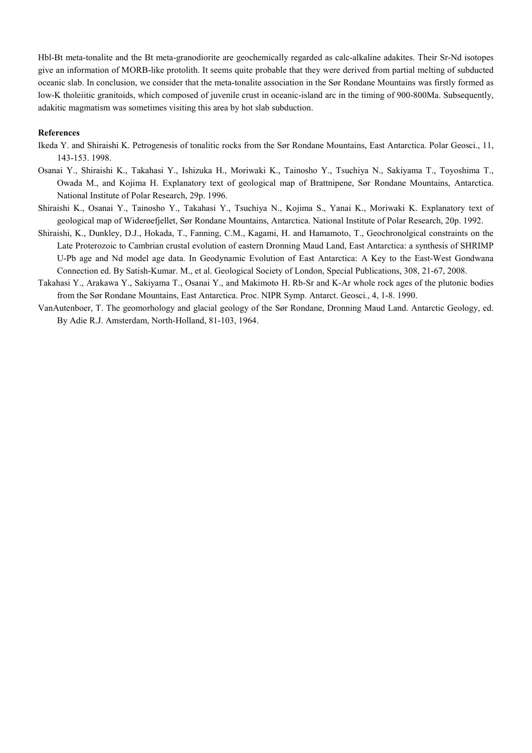Hbl-Bt meta-tonalite and the Bt meta-granodiorite are geochemically regarded as calc-alkaline adakites. Their Sr-Nd isotopes give an information of MORB-like protolith. It seems quite probable that they were derived from partial melting of subducted oceanic slab. In conclusion, we consider that the meta-tonalite association in the Sør Rondane Mountains was firstly formed as low-K tholeiitic granitoids, which composed of juvenile crust in oceanic-island arc in the timing of 900-800Ma. Subsequently, adakitic magmatism was sometimes visiting this area by hot slab subduction.

**References**

Ikeda Y. and Shiraishi K. Petrogenesis of tonalitic rocks from the Sør Rondane Mountains, East Antarctica. Polar Geosci., 11, 143-153. 1998.

Osanai Y., Shiraishi K., Takahasi Y., Ishizuka H., Moriwaki K., Tainosho Y., Tsuchiya N., Sakiyama T., Toyoshima T., Owada M., and Kojima H. Explanatory text of geological map of Brattnipene, Sør Rondane Mountains, Antarctica. National Institute of Polar Research, 29p. 1996.

Shiraishi K., Osanai Y., Tainosho Y., Takahasi Y., Tsuchiya N., Kojima S., Yanai K., Moriwaki K. Explanatory text of geological map of Widerøefjellet, Sør Rondane Mountains, Antarctica. National Institute of Polar Research, 20p. 1992.

Shiraishi, K., Dunkley, D.J., Hokada, T., Fanning, C.M., Kagami, H. and Hamamoto, T., Geochronolgical constraints on the Late Proterozoic to Cambrian crustal evolution of eastern Dronning Maud Land, East Antarctica: a synthesis of SHRIMP U-Pb age and Nd model age data. In Geodynamic Evolution of East Antarctica: A Key to the East-West Gondwana Connection ed. By Satish-Kumar. M., et al. Geological Society of London, Special Publications, 308, 21-67, 2008.

Takahasi Y., Arakawa Y., Sakiyama T., Osanai Y., and Makimoto H. Rb-Sr and K-Ar whole rock ages of the plutonic bodies from the Sør Rondane Mountains, East Antarctica. Proc. NIPR Symp. Antarct. Geosci., 4, 1-8. 1990.

VanAutenboer, T. The geomorhology and glacial geology of the Sør Rondane, Dronning Maud Land. Antarctic Geology, ed. By Adie R.J. Amsterdam, North-Holland, 81-103, 1964.